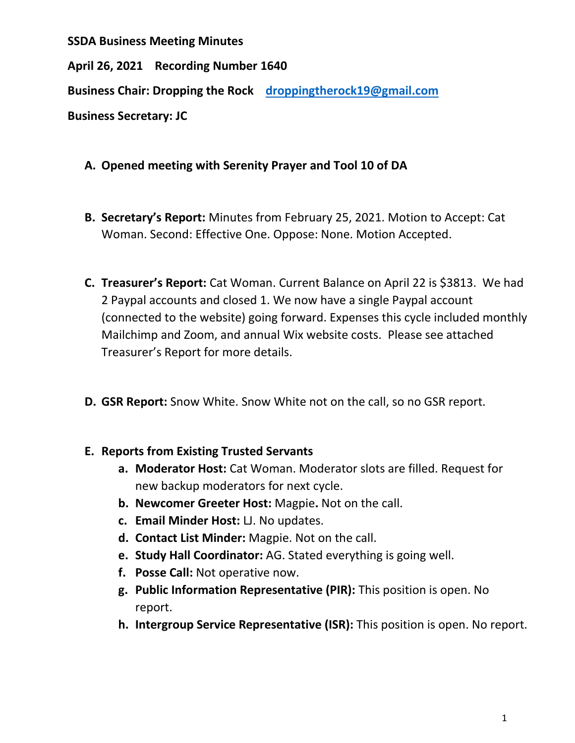**SSDA Business Meeting Minutes**

**April 26, 2021 Recording Number 1640**

**Business Chair: Dropping the Rock** **droppingtherock19@gmail.com**

**Business Secretary: JC**

A. **Opened meeting with Serenity Prayer and Tool 10 of DA**

B. **Secretary's Report:** Minutes from February 25, 2021. Motion to Accept: Cat Woman. Second: Effective One. Oppose: None. Motion Accepted.

C. **Treasurer's Report:** Cat Woman. Current Balance on April 22 is $3813. We had 2 Paypal accounts and closed 1. We now have a single Paypal account (connected to the website) going forward. Expenses this cycle included monthly Mailchimp and Zoom, and annual Wix website costs. Please see attached Treasurer's Report for more details.

D. **GSR Report:** Snow White. Snow White not on the call, so no GSR report.

E. **Reports from Existing Trusted Servants**
   a. **Moderator Host:** Cat Woman. Moderator slots are filled. Request for new backup moderators for next cycle.
   b. **Newcomer Greeter Host:** Magpie**.** Not on the call.
   c. **Email Minder Host:** LJ. No updates.
   d. **Contact List Minder:** Magpie. Not on the call.
   e. **Study Hall Coordinator:** AG. Stated everything is going well.
   f. **Posse Call:** Not operative now.
   g. **Public Information Representative (PIR):** This position is open. No report.
   h. **Intergroup Service Representative (ISR):** This position is open. No report.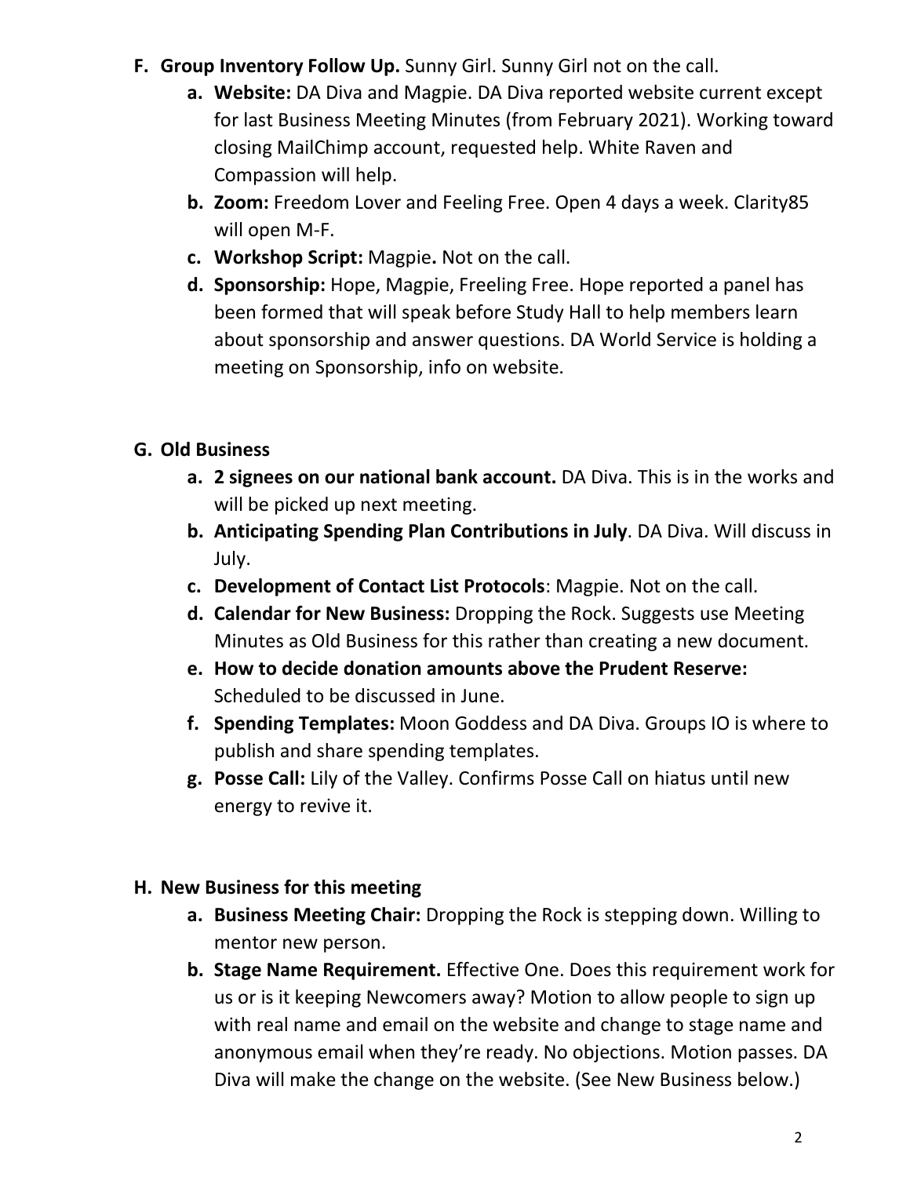**F. Group Inventory Follow Up.** Sunny Girl. Sunny Girl not on the call.

   a. **Website:** DA Diva and Magpie. DA Diva reported website current except for last Business Meeting Minutes (from February 2021). Working toward closing MailChimp account, requested help. White Raven and Compassion will help.
   b. **Zoom:** Freedom Lover and Feeling Free. Open 4 days a week. Clarity85 will open M-F.
   c. **Workshop Script:** Magpie**.** Not on the call.
   d. **Sponsorship:** Hope, Magpie, Freeling Free. Hope reported a panel has been formed that will speak before Study Hall to help members learn about sponsorship and answer questions. DA World Service is holding a meeting on Sponsorship, info on website.

**G. Old Business**

   a. **2 signees on our national bank account.** DA Diva. This is in the works and will be picked up next meeting.
   b. **Anticipating Spending Plan Contributions in July**. DA Diva. Will discuss in July.
   c. **Development of Contact List Protocols**: Magpie. Not on the call.
   d. **Calendar for New Business:** Dropping the Rock. Suggests use Meeting Minutes as Old Business for this rather than creating a new document.
   e. **How to decide donation amounts above the Prudent Reserve:** Scheduled to be discussed in June.
   f. **Spending Templates:** Moon Goddess and DA Diva. Groups IO is where to publish and share spending templates.
   g. **Posse Call:** Lily of the Valley. Confirms Posse Call on hiatus until new energy to revive it.

**H. New Business for this meeting**

   a. **Business Meeting Chair:** Dropping the Rock is stepping down. Willing to mentor new person.
   b. **Stage Name Requirement.** Effective One. Does this requirement work for us or is it keeping Newcomers away? Motion to allow people to sign up with real name and email on the website and change to stage name and anonymous email when they're ready. No objections. Motion passes. DA Diva will make the change on the website. (See New Business below.)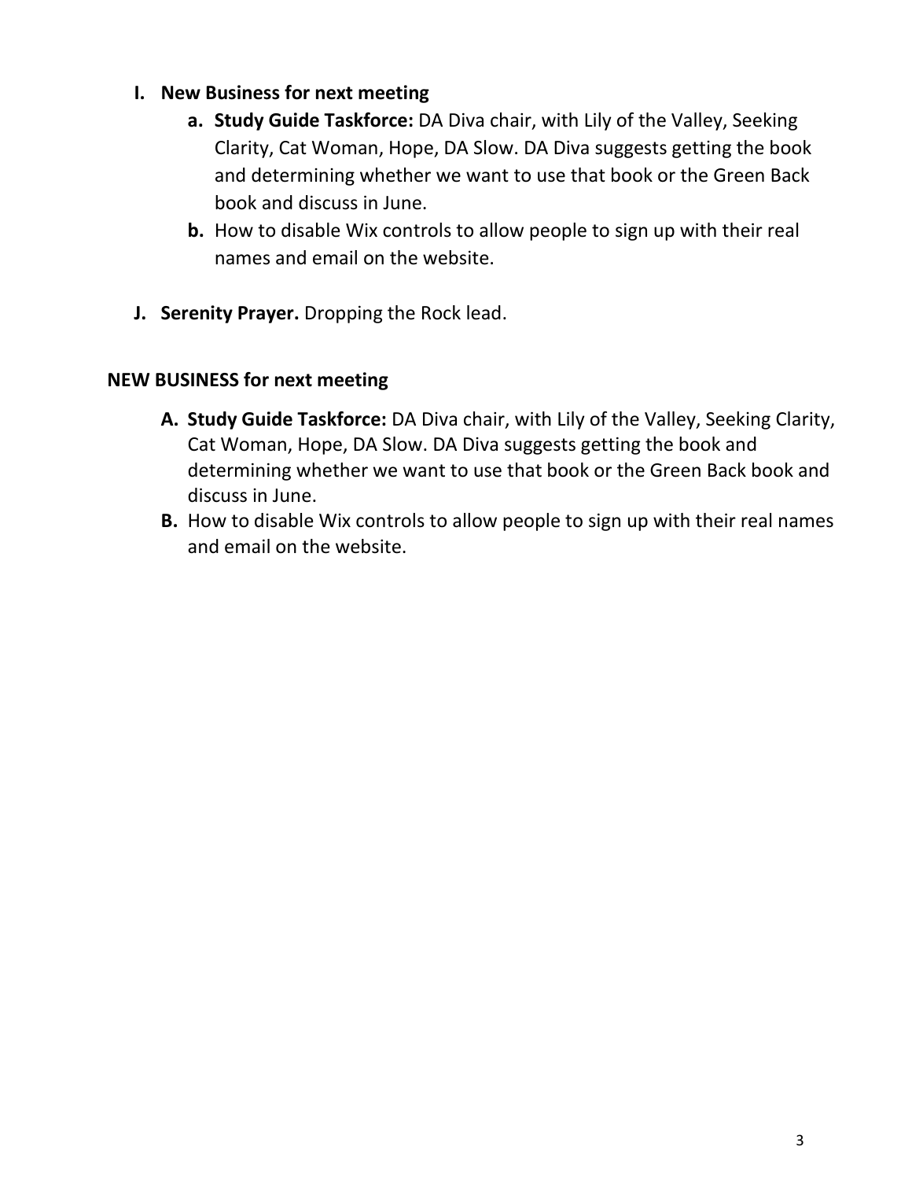I. **New Business for next meeting**
   a. **Study Guide Taskforce:** DA Diva chair, with Lily of the Valley, Seeking Clarity, Cat Woman, Hope, DA Slow. DA Diva suggests getting the book and determining whether we want to use that book or the Green Back book and discuss in June.
   b. How to disable Wix controls to allow people to sign up with their real names and email on the website.

J. **Serenity Prayer.** Dropping the Rock lead.

**NEW BUSINESS for next meeting**

A. **Study Guide Taskforce:** DA Diva chair, with Lily of the Valley, Seeking Clarity, Cat Woman, Hope, DA Slow. DA Diva suggests getting the book and determining whether we want to use that book or the Green Back book and discuss in June.

B. How to disable Wix controls to allow people to sign up with their real names and email on the website.